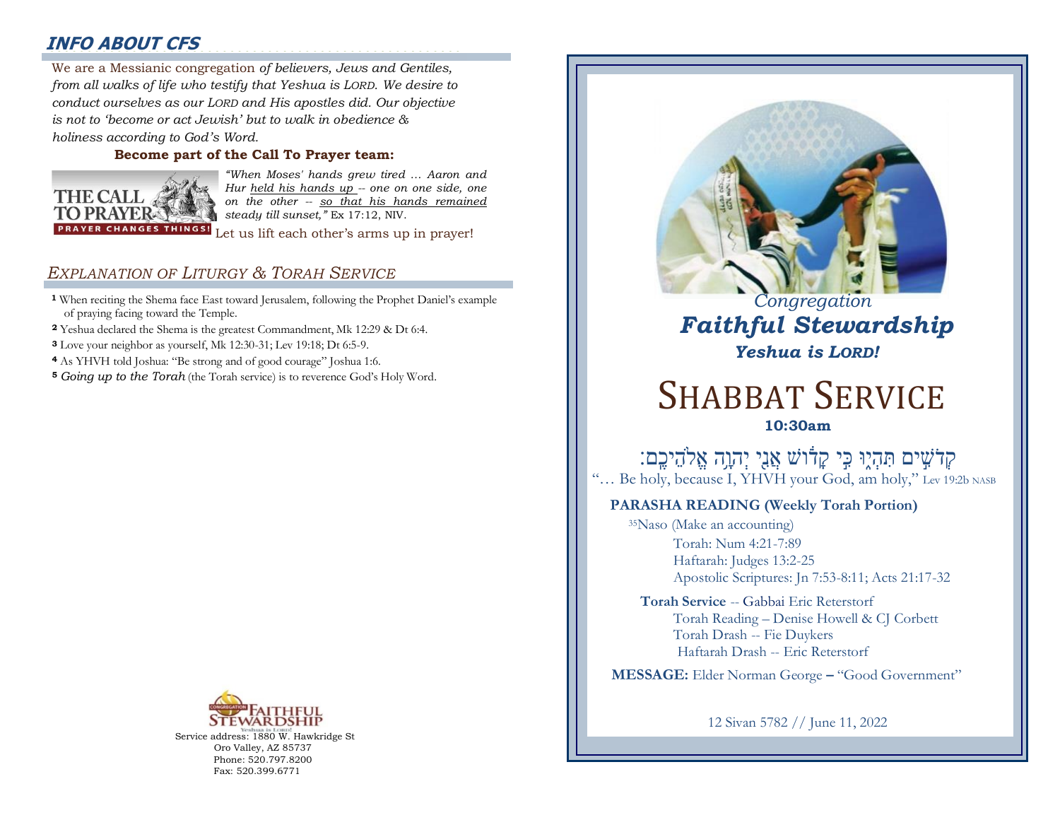## INFO ABOUT CFS

We are a Messianic congregation *of believers, Jews and Gentiles, from all walks of life who testify that Yeshua is LORD. We desire to conduct ourselves as our LORD and His apostles did. Our objective is not to 'become or act Jewish' but to walk in obedience & holiness according to God's Word.*

**Become part of the Call To Prayer team:**

THE CALL TO PRAYER
PRAYER CHANGES THINGS!

*"When Moses' hands grew tired … Aaron and Hur held his hands up -- one on one side, one on the other -- so that his hands remained steady till sunset,"* Ex 17:12, NIV.

Let us lift each other's arms up in prayer!

## EXPLANATION OF LITURGY & TORAH SERVICE

**1** When reciting the Shema face East toward Jerusalem, following the Prophet Daniel's example of praying facing toward the Temple.

**2** Yeshua declared the Shema is the greatest Commandment, Mk 12:29 & Dt 6:4.

**3** Love your neighbor as yourself, Mk 12:30-31; Lev 19:18; Dt 6:5-9.

**4** As YHVH told Joshua: "Be strong and of good courage" Joshua 1:6.

**5** *Going up to the Torah* (the Torah service) is to reverence God's Holy Word.

CONGREGATION FAITHFUL STEWARDSHIP
Yeshua is Lord!

Service address: 1880 W. Hawkridge St
Oro Valley, AZ 85737
Phone: 520.797.8200
Fax: 520.399.6771

*Congregation*

# *Faithful Stewardship*

***Yeshua is LORD!***

# SHABBAT SERVICE

**10:30am**

קְדֹשִׁים תִּהְיוּ כִּי קָדוֹשׁ אֲנִי יְהוָה אֱלֹהֵיכֶם׃

"… Be holy, because I, YHVH your God, am holy," Lev 19:2b NASB

**PARASHA READING (Weekly Torah Portion)**

35Naso (Make an accounting)

Torah: Num 4:21-7:89
Haftarah: Judges 13:2-25
Apostolic Scriptures: Jn 7:53-8:11; Acts 21:17-32

**Torah Service** -- Gabbai Eric Reterstorf
Torah Reading – Denise Howell & CJ Corbett
Torah Drash -- Fie Duykers
Haftarah Drash -- Eric Reterstorf

**MESSAGE:** Elder Norman George **–** "Good Government"

12 Sivan 5782 // June 11, 2022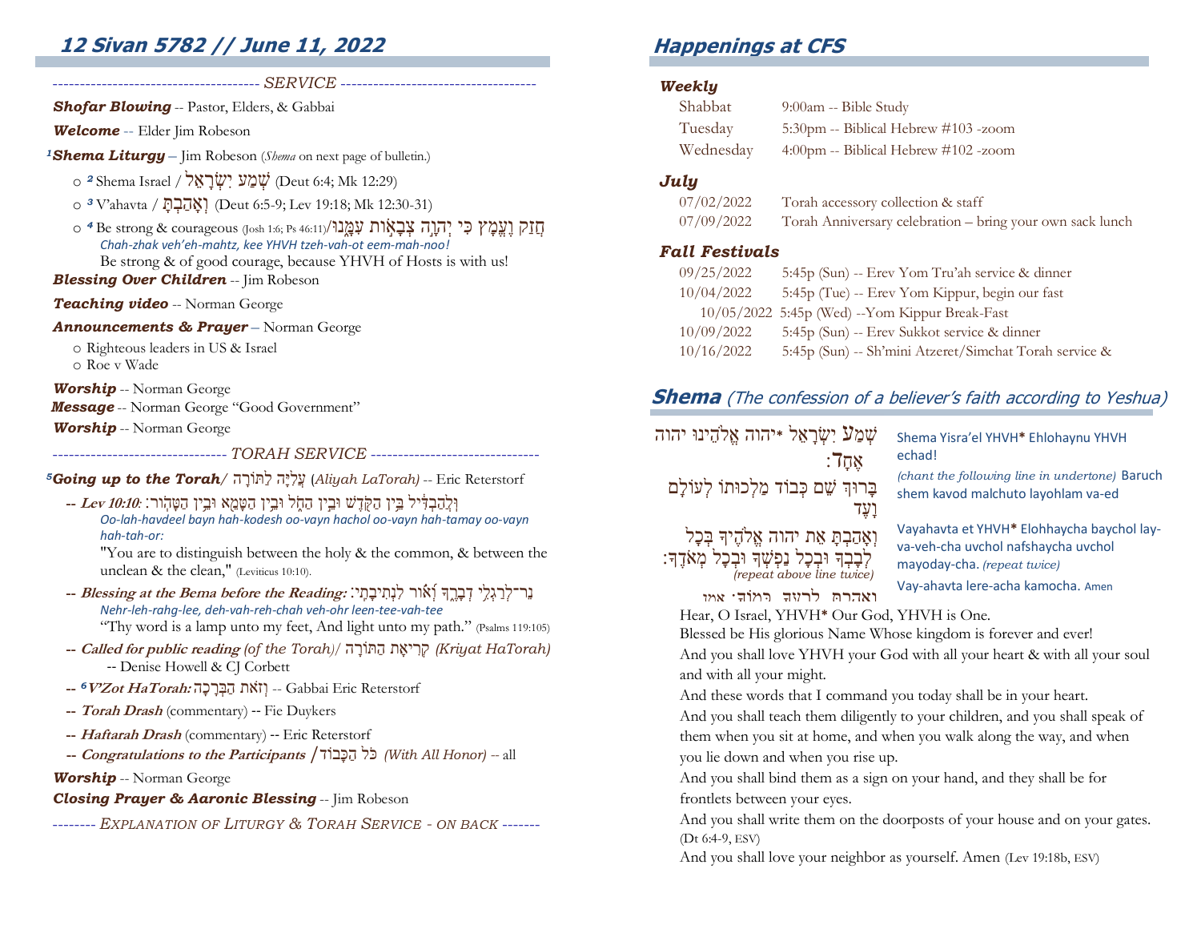## 12 Sivan 5782 // June 11, 2022

-------------------------------------- SERVICE -----------------------------------

***Shofar Blowing*** -- Pastor, Elders, & Gabbai

***Welcome*** -- Elder Jim Robeson

[1]***Shema Liturgy*** – Jim Robeson (*Shema* on next page of bulletin.)

- [2] Shema Israel / שְׁמַע יִשְׂרָאֵל (Deut 6:4; Mk 12:29)
- [3] V'ahavta / וְאָהַבְתָּ (Deut 6:5-9; Lev 19:18; Mk 12:30-31)
- [4] Be strong & courageous (Josh 1:6; Ps 46:11)/חֲזַק וֶאֱמָץ כִּי יְהוָה צְבָאוֹת עִמָּנוּ
  *Chah-zhak veh'eh-mahtz, kee YHVH tzeh-vah-ot eem-mah-noo!*
  Be strong & of good courage, because YHVH of Hosts is with us!

***Blessing Over Children*** -- Jim Robeson

***Teaching video*** -- Norman George

***Announcements & Prayer*** – Norman George

- Righteous leaders in US & Israel
- Roe v Wade

***Worship*** -- Norman George

***Message*** -- Norman George "Good Government"

***Worship*** -- Norman George

-------------------------------- TORAH SERVICE -------------------------------

[5]***Going up to the Torah***/ עֲלִיָּה לַתּוֹרָה (*Aliyah LaTorah*) -- Eric Reterstorf

-- ***Lev 10:10:*** וּלֲהַבְדִּיל בֵּין הַקֹּדֶשׁ וּבֵין הַחֹל וּבֵין הַטָּמֵא וּבֵין הַטָּהוֹר׃ --
*Oo-lah-havdeel bayn hah-kodesh oo-vayn hachol oo-vayn hah-tamay oo-vayn hah-tah-or:*
"You are to distinguish between the holy & the common, & between the unclean & the clean," (Leviticus 10:10).

-- ***Blessing at the Bema before the Reading:*** נֵר־לְרַגְלִי דְבָרֶךָ וְאוֹר לִנְתִיבָתִי׃
*Nehr-leh-rahg-lee, deh-vah-reh-chah veh-ohr leen-tee-vah-tee*
"Thy word is a lamp unto my feet, And light unto my path." (Psalms 119:105)

-- ***Called for public reading*** *(of the Torah)*/ קְרִיאַת הַתּוֹרָה *(Kriyat HaTorah)*
-- Denise Howell & CJ Corbett

-- [6]***V'Zot HaTorah:*** וְזֹאת הַבְּרָכָה -- Gabbai Eric Reterstorf

-- ***Torah Drash*** (commentary) -- Fie Duykers

-- ***Haftarah Drash*** (commentary) -- Eric Reterstorf

-- ***Congratulations to the Participants*** /כֹּל הַכָּבוֹד *(With All Honor)* -- all

***Worship*** -- Norman George

***Closing Prayer & Aaronic Blessing*** -- Jim Robeson

-------- *EXPLANATION OF LITURGY & TORAH SERVICE - ON BACK* -------

## Happenings at CFS

### Weekly

| | |
|---|---|
| Shabbat | 9:00am -- Bible Study |
| Tuesday | 5:30pm -- Biblical Hebrew #103 -zoom |
| Wednesday | 4:00pm -- Biblical Hebrew #102 -zoom |

### July

| | |
|---|---|
| 07/02/2022 | Torah accessory collection & staff |
| 07/09/2022 | Torah Anniversary celebration – bring your own sack lunch |

### Fall Festivals

| | |
|---|---|
| 09/25/2022 | 5:45p (Sun) -- Erev Yom Tru'ah service & dinner |
| 10/04/2022 | 5:45p (Tue) -- Erev Yom Kippur, begin our fast |
| 10/05/2022 | 5:45p (Wed) --Yom Kippur Break-Fast |
| 10/09/2022 | 5:45p (Sun) -- Erev Sukkot service & dinner |
| 10/16/2022 | 5:45p (Sun) -- Sh'mini Atzeret/Simchat Torah service & |

## Shema *(The confession of a believer's faith according to Yeshua)*

שְׁמַע יִשְׂרָאֵל \*יהוה אֱלֹהֵינוּ יהוה אֶחָד׃

Shema Yisra'el YHVH\* Ehlohaynu YHVH echad!

בָּרוּךְ שֵׁם כְּבוֹד מַלְכוּתוֹ לְעוֹלָם וָעֶד

*(chant the following line in undertone)* Baruch shem kavod malchuto layohlam va-ed

וְאָהַבְתָּ אֵת יהוה אֱלֹהֶיךָ בְּכָל לְבָבְךָ וּבְכָל נַפְשְׁךָ וּבְכָל מְאֹדֶךָ׃
*(repeat above line twice)*

Vayahavta et YHVH\* Elohhaycha baychol lay-va-veh-cha uvchol nafshaycha uvchol mayoday-cha. *(repeat twice)*

ואהבת לרעך כמוך׃ אמן

Vay-ahavta lere-acha kamocha. Amen

Hear, O Israel, YHVH\* Our God, YHVH is One.
Blessed be His glorious Name Whose kingdom is forever and ever!
And you shall love YHVH your God with all your heart & with all your soul and with all your might.
And these words that I command you today shall be in your heart.
And you shall teach them diligently to your children, and you shall speak of them when you sit at home, and when you walk along the way, and when you lie down and when you rise up.
And you shall bind them as a sign on your hand, and they shall be for frontlets between your eyes.
And you shall write them on the doorposts of your house and on your gates. (Dt 6:4-9, ESV)
And you shall love your neighbor as yourself. Amen (Lev 19:18b, ESV)